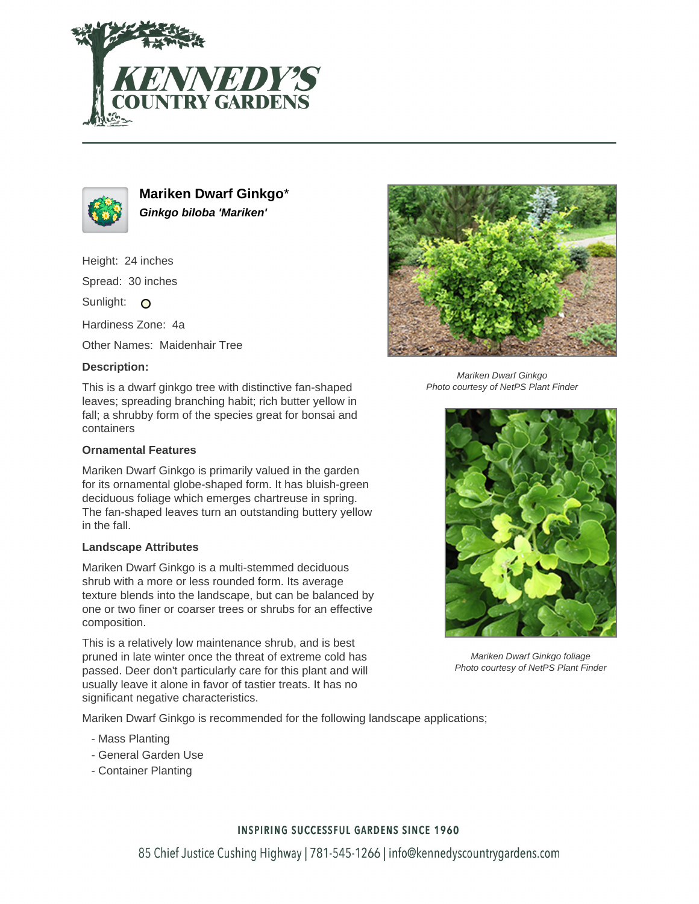# Mariken Dwarf Ginkgo*

***Ginkgo biloba 'Mariken'***

Height: 24 inches

Spread: 30 inches

Sunlight: O

Hardiness Zone: 4a

Other Names: Maidenhair Tree

### Description:

This is a dwarf ginkgo tree with distinctive fan-shaped leaves; spreading branching habit; rich butter yellow in fall; a shrubby form of the species great for bonsai and containers

### Ornamental Features

Mariken Dwarf Ginkgo is primarily valued in the garden for its ornamental globe-shaped form. It has bluish-green deciduous foliage which emerges chartreuse in spring. The fan-shaped leaves turn an outstanding buttery yellow in the fall.

### Landscape Attributes

Mariken Dwarf Ginkgo is a multi-stemmed deciduous shrub with a more or less rounded form. Its average texture blends into the landscape, but can be balanced by one or two finer or coarser trees or shrubs for an effective composition.

This is a relatively low maintenance shrub, and is best pruned in late winter once the threat of extreme cold has passed. Deer don't particularly care for this plant and will usually leave it alone in favor of tastier treats. It has no significant negative characteristics.

Mariken Dwarf Ginkgo is recommended for the following landscape applications;

- Mass Planting
- General Garden Use
- Container Planting

*Mariken Dwarf Ginkgo*
*Photo courtesy of NetPS Plant Finder*

*Mariken Dwarf Ginkgo foliage*
*Photo courtesy of NetPS Plant Finder*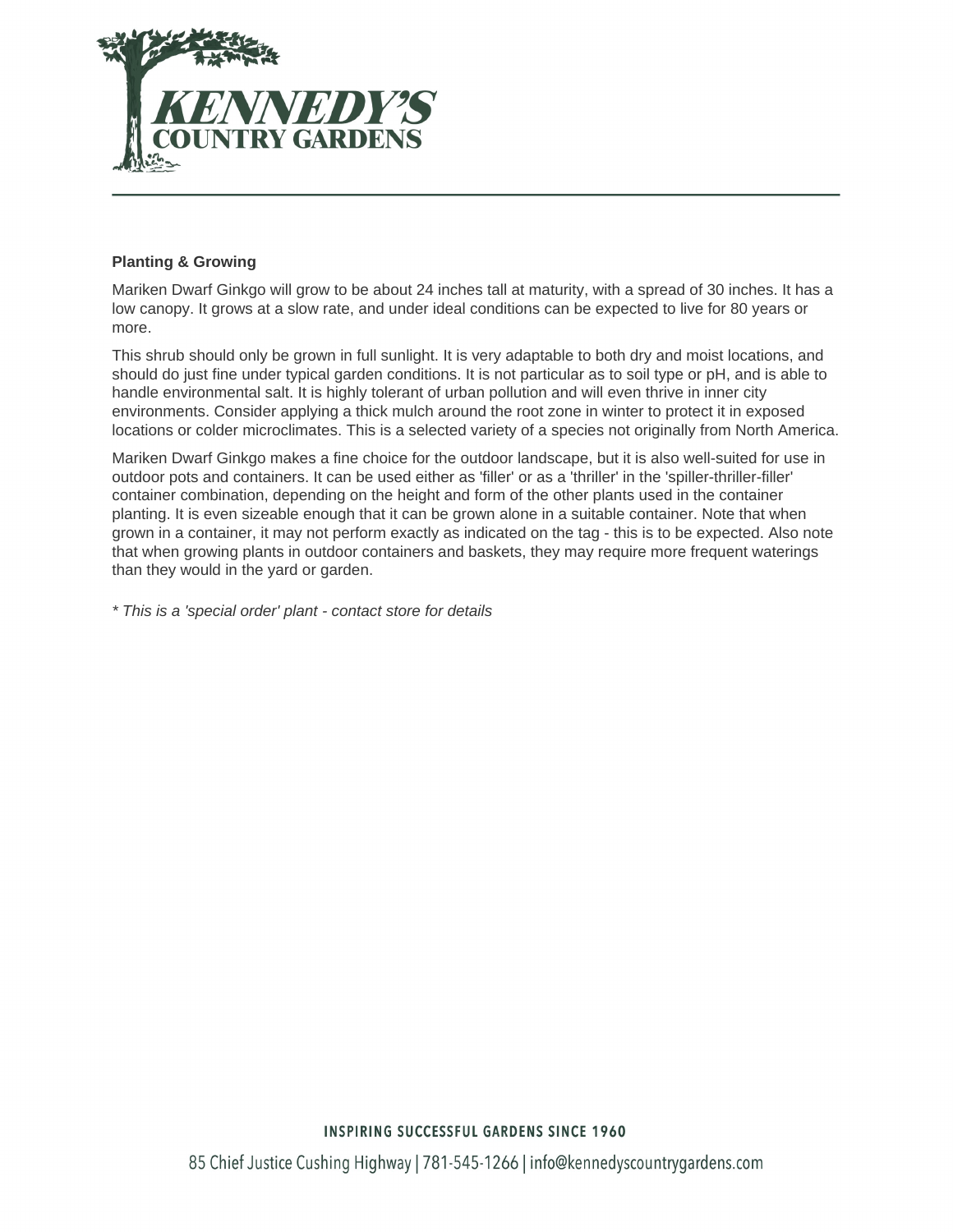### Planting & Growing

Mariken Dwarf Ginkgo will grow to be about 24 inches tall at maturity, with a spread of 30 inches. It has a low canopy. It grows at a slow rate, and under ideal conditions can be expected to live for 80 years or more.

This shrub should only be grown in full sunlight. It is very adaptable to both dry and moist locations, and should do just fine under typical garden conditions. It is not particular as to soil type or pH, and is able to handle environmental salt. It is highly tolerant of urban pollution and will even thrive in inner city environments. Consider applying a thick mulch around the root zone in winter to protect it in exposed locations or colder microclimates. This is a selected variety of a species not originally from North America.

Mariken Dwarf Ginkgo makes a fine choice for the outdoor landscape, but it is also well-suited for use in outdoor pots and containers. It can be used either as 'filler' or as a 'thriller' in the 'spiller-thriller-filler' container combination, depending on the height and form of the other plants used in the container planting. It is even sizeable enough that it can be grown alone in a suitable container. Note that when grown in a container, it may not perform exactly as indicated on the tag - this is to be expected. Also note that when growing plants in outdoor containers and baskets, they may require more frequent waterings than they would in the yard or garden.

*\* This is a 'special order' plant - contact store for details*